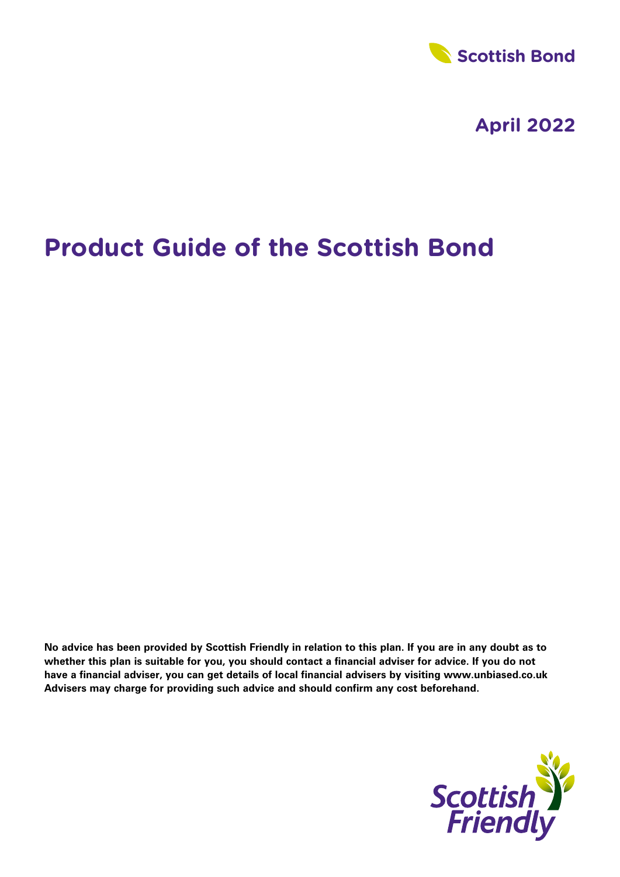Scottish Bond

April 2022

# Product Guide of the Scottish Bond

**No advice has been provided by Scottish Friendly in relation to this plan. If you are in any doubt as to whether this plan is suitable for you, you should contact a financial adviser for advice. If you do not have a financial adviser, you can get details of local financial advisers by visiting www.unbiased.co.uk Advisers may charge for providing such advice and should confirm any cost beforehand.**

Scottish Friendly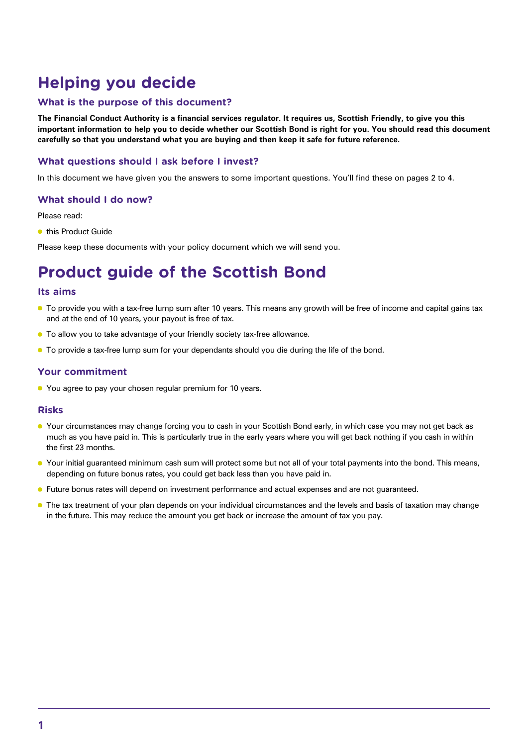# Helping you decide

### What is the purpose of this document?

**The Financial Conduct Authority is a financial services regulator. It requires us, Scottish Friendly, to give you this important information to help you to decide whether our Scottish Bond is right for you. You should read this document carefully so that you understand what you are buying and then keep it safe for future reference.**

### What questions should I ask before I invest?

In this document we have given you the answers to some important questions. You'll find these on pages 2 to 4.

### What should I do now?

Please read:

- this Product Guide

Please keep these documents with your policy document which we will send you.

# Product guide of the Scottish Bond

### Its aims

- To provide you with a tax-free lump sum after 10 years. This means any growth will be free of income and capital gains tax and at the end of 10 years, your payout is free of tax.
- To allow you to take advantage of your friendly society tax-free allowance.
- To provide a tax-free lump sum for your dependants should you die during the life of the bond.

### Your commitment

- You agree to pay your chosen regular premium for 10 years.

### Risks

- Your circumstances may change forcing you to cash in your Scottish Bond early, in which case you may not get back as much as you have paid in. This is particularly true in the early years where you will get back nothing if you cash in within the first 23 months.
- Your initial guaranteed minimum cash sum will protect some but not all of your total payments into the bond. This means, depending on future bonus rates, you could get back less than you have paid in.
- Future bonus rates will depend on investment performance and actual expenses and are not guaranteed.
- The tax treatment of your plan depends on your individual circumstances and the levels and basis of taxation may change in the future. This may reduce the amount you get back or increase the amount of tax you pay.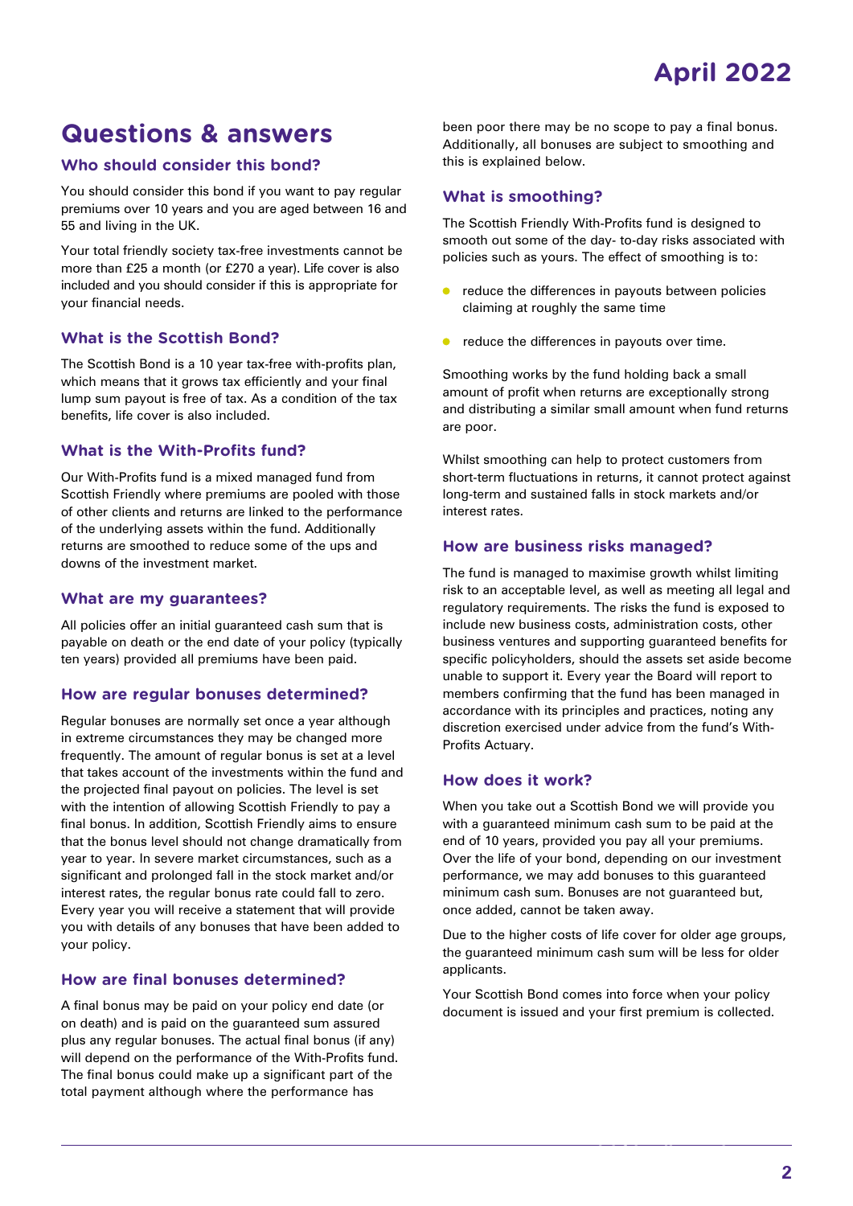# Questions & answers

### Who should consider this bond?

You should consider this bond if you want to pay regular premiums over 10 years and you are aged between 16 and 55 and living in the UK.

Your total friendly society tax-free investments cannot be more than £25 a month (or £270 a year). Life cover is also included and you should consider if this is appropriate for your financial needs.

### What is the Scottish Bond?

The Scottish Bond is a 10 year tax-free with-profits plan, which means that it grows tax efficiently and your final lump sum payout is free of tax. As a condition of the tax benefits, life cover is also included.

### What is the With-Profits fund?

Our With-Profits fund is a mixed managed fund from Scottish Friendly where premiums are pooled with those of other clients and returns are linked to the performance of the underlying assets within the fund. Additionally returns are smoothed to reduce some of the ups and downs of the investment market.

### What are my guarantees?

All policies offer an initial guaranteed cash sum that is payable on death or the end date of your policy (typically ten years) provided all premiums have been paid.

### How are regular bonuses determined?

Regular bonuses are normally set once a year although in extreme circumstances they may be changed more frequently. The amount of regular bonus is set at a level that takes account of the investments within the fund and the projected final payout on policies. The level is set with the intention of allowing Scottish Friendly to pay a final bonus. In addition, Scottish Friendly aims to ensure that the bonus level should not change dramatically from year to year. In severe market circumstances, such as a significant and prolonged fall in the stock market and/or interest rates, the regular bonus rate could fall to zero. Every year you will receive a statement that will provide you with details of any bonuses that have been added to your policy.

### How are final bonuses determined?

A final bonus may be paid on your policy end date (or on death) and is paid on the guaranteed sum assured plus any regular bonuses. The actual final bonus (if any) will depend on the performance of the With-Profits fund. The final bonus could make up a significant part of the total payment although where the performance has been poor there may be no scope to pay a final bonus. Additionally, all bonuses are subject to smoothing and this is explained below.

### What is smoothing?

The Scottish Friendly With-Profits fund is designed to smooth out some of the day- to-day risks associated with policies such as yours. The effect of smoothing is to:

- reduce the differences in payouts between policies claiming at roughly the same time
- reduce the differences in payouts over time.

Smoothing works by the fund holding back a small amount of profit when returns are exceptionally strong and distributing a similar small amount when fund returns are poor.

Whilst smoothing can help to protect customers from short-term fluctuations in returns, it cannot protect against long-term and sustained falls in stock markets and/or interest rates.

### How are business risks managed?

The fund is managed to maximise growth whilst limiting risk to an acceptable level, as well as meeting all legal and regulatory requirements. The risks the fund is exposed to include new business costs, administration costs, other business ventures and supporting guaranteed benefits for specific policyholders, should the assets set aside become unable to support it. Every year the Board will report to members confirming that the fund has been managed in accordance with its principles and practices, noting any discretion exercised under advice from the fund's With-Profits Actuary.

### How does it work?

When you take out a Scottish Bond we will provide you with a guaranteed minimum cash sum to be paid at the end of 10 years, provided you pay all your premiums. Over the life of your bond, depending on our investment performance, we may add bonuses to this guaranteed minimum cash sum. Bonuses are not guaranteed but, once added, cannot be taken away.

Due to the higher costs of life cover for older age groups, the guaranteed minimum cash sum will be less for older applicants.

Your Scottish Bond comes into force when your policy document is issued and your first premium is collected.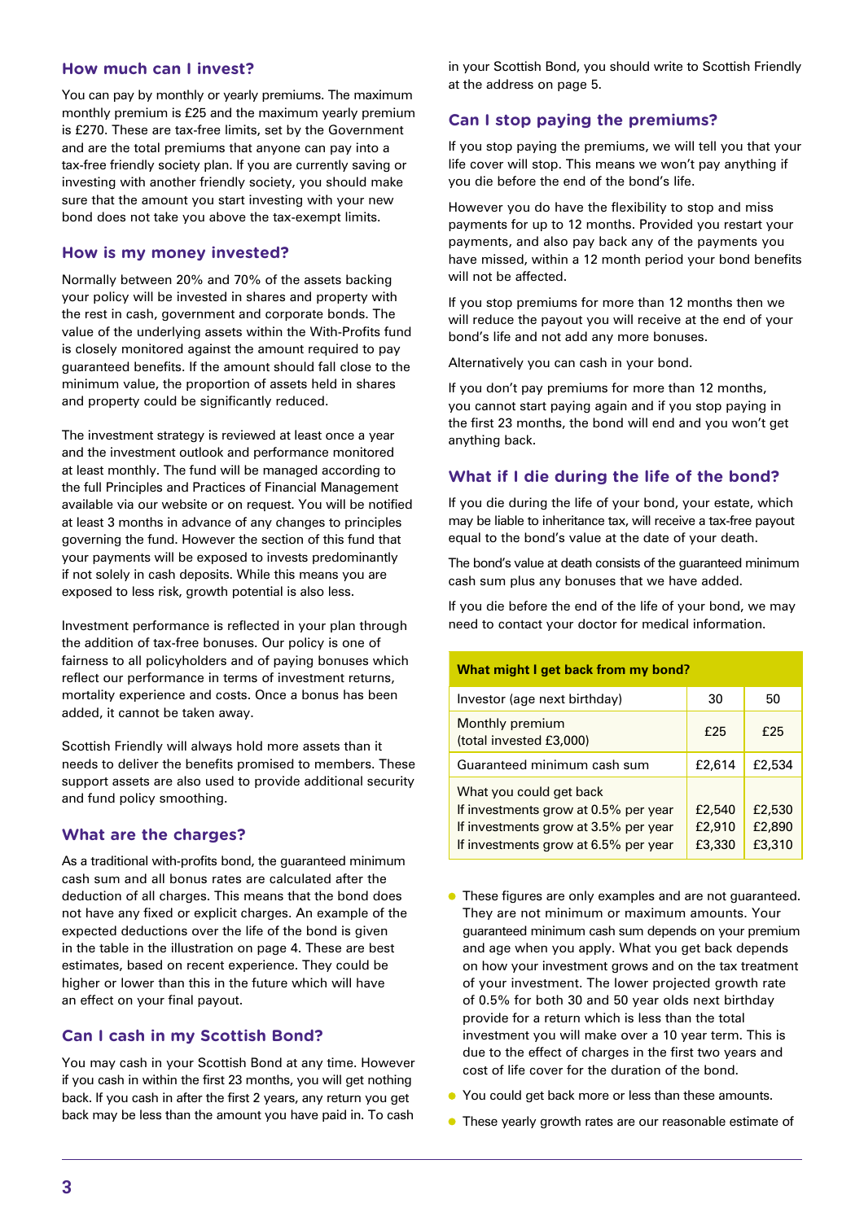## How much can I invest?

You can pay by monthly or yearly premiums. The maximum monthly premium is £25 and the maximum yearly premium is £270. These are tax-free limits, set by the Government and are the total premiums that anyone can pay into a tax-free friendly society plan. If you are currently saving or investing with another friendly society, you should make sure that the amount you start investing with your new bond does not take you above the tax-exempt limits.

## How is my money invested?

Normally between 20% and 70% of the assets backing your policy will be invested in shares and property with the rest in cash, government and corporate bonds. The value of the underlying assets within the With-Profits fund is closely monitored against the amount required to pay guaranteed benefits. If the amount should fall close to the minimum value, the proportion of assets held in shares and property could be significantly reduced.

The investment strategy is reviewed at least once a year and the investment outlook and performance monitored at least monthly. The fund will be managed according to the full Principles and Practices of Financial Management available via our website or on request. You will be notified at least 3 months in advance of any changes to principles governing the fund. However the section of this fund that your payments will be exposed to invests predominantly if not solely in cash deposits. While this means you are exposed to less risk, growth potential is also less.

Investment performance is reflected in your plan through the addition of tax-free bonuses. Our policy is one of fairness to all policyholders and of paying bonuses which reflect our performance in terms of investment returns, mortality experience and costs. Once a bonus has been added, it cannot be taken away.

Scottish Friendly will always hold more assets than it needs to deliver the benefits promised to members. These support assets are also used to provide additional security and fund policy smoothing.

## What are the charges?

As a traditional with-profits bond, the guaranteed minimum cash sum and all bonus rates are calculated after the deduction of all charges. This means that the bond does not have any fixed or explicit charges. An example of the expected deductions over the life of the bond is given in the table in the illustration on page 4. These are best estimates, based on recent experience. They could be higher or lower than this in the future which will have an effect on your final payout.

## Can I cash in my Scottish Bond?

You may cash in your Scottish Bond at any time. However if you cash in within the first 23 months, you will get nothing back. If you cash in after the first 2 years, any return you get back may be less than the amount you have paid in. To cash in your Scottish Bond, you should write to Scottish Friendly at the address on page 5.

## Can I stop paying the premiums?

If you stop paying the premiums, we will tell you that your life cover will stop. This means we won't pay anything if you die before the end of the bond's life.

However you do have the flexibility to stop and miss payments for up to 12 months. Provided you restart your payments, and also pay back any of the payments you have missed, within a 12 month period your bond benefits will not be affected.

If you stop premiums for more than 12 months then we will reduce the payout you will receive at the end of your bond's life and not add any more bonuses.

Alternatively you can cash in your bond.

If you don't pay premiums for more than 12 months, you cannot start paying again and if you stop paying in the first 23 months, the bond will end and you won't get anything back.

## What if I die during the life of the bond?

If you die during the life of your bond, your estate, which may be liable to inheritance tax, will receive a tax-free payout equal to the bond's value at the date of your death.

The bond's value at death consists of the guaranteed minimum cash sum plus any bonuses that we have added.

If you die before the end of the life of your bond, we may need to contact your doctor for medical information.

| What might I get back from my bond? | | |
|---|---|---|
| Investor (age next birthday) | 30 | 50 |
| Monthly premium (total invested £3,000) | £25 | £25 |
| Guaranteed minimum cash sum | £2,614 | £2,534 |
| What you could get back | | |
| If investments grow at 0.5% per year | £2,540 | £2,530 |
| If investments grow at 3.5% per year | £2,910 | £2,890 |
| If investments grow at 6.5% per year | £3,330 | £3,310 |

- These figures are only examples and are not guaranteed. They are not minimum or maximum amounts. Your guaranteed minimum cash sum depends on your premium and age when you apply. What you get back depends on how your investment grows and on the tax treatment of your investment. The lower projected growth rate of 0.5% for both 30 and 50 year olds next birthday provide for a return which is less than the total investment you will make over a 10 year term. This is due to the effect of charges in the first two years and cost of life cover for the duration of the bond.
- You could get back more or less than these amounts.
- These yearly growth rates are our reasonable estimate of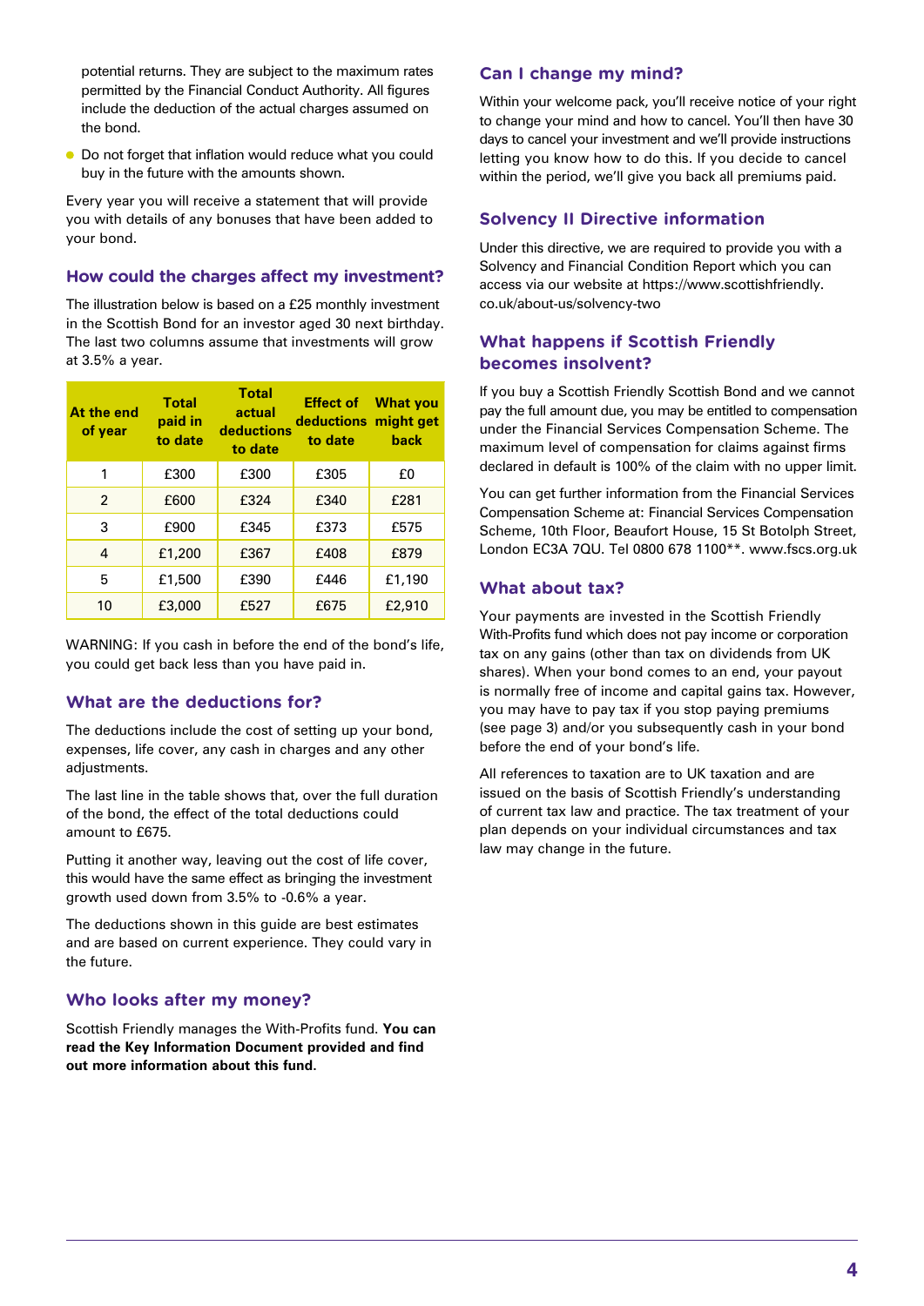potential returns. They are subject to the maximum rates permitted by the Financial Conduct Authority. All figures include the deduction of the actual charges assumed on the bond.

- Do not forget that inflation would reduce what you could buy in the future with the amounts shown.

Every year you will receive a statement that will provide you with details of any bonuses that have been added to your bond.

## How could the charges affect my investment?

The illustration below is based on a £25 monthly investment in the Scottish Bond for an investor aged 30 next birthday. The last two columns assume that investments will grow at 3.5% a year.

| At the end of year | Total paid in to date | Total actual deductions to date | Effect of deductions to date | What you might get back |
|---|---|---|---|---|
| 1 | £300 | £300 | £305 | £0 |
| 2 | £600 | £324 | £340 | £281 |
| 3 | £900 | £345 | £373 | £575 |
| 4 | £1,200 | £367 | £408 | £879 |
| 5 | £1,500 | £390 | £446 | £1,190 |
| 10 | £3,000 | £527 | £675 | £2,910 |

WARNING: If you cash in before the end of the bond's life, you could get back less than you have paid in.

## What are the deductions for?

The deductions include the cost of setting up your bond, expenses, life cover, any cash in charges and any other adjustments.

The last line in the table shows that, over the full duration of the bond, the effect of the total deductions could amount to £675.

Putting it another way, leaving out the cost of life cover, this would have the same effect as bringing the investment growth used down from 3.5% to -0.6% a year.

The deductions shown in this guide are best estimates and are based on current experience. They could vary in the future.

## Who looks after my money?

Scottish Friendly manages the With-Profits fund. **You can read the Key Information Document provided and find out more information about this fund.**

## Can I change my mind?

Within your welcome pack, you'll receive notice of your right to change your mind and how to cancel. You'll then have 30 days to cancel your investment and we'll provide instructions letting you know how to do this. If you decide to cancel within the period, we'll give you back all premiums paid.

## Solvency II Directive information

Under this directive, we are required to provide you with a Solvency and Financial Condition Report which you can access via our website at https://www.scottishfriendly.co.uk/about-us/solvency-two

## What happens if Scottish Friendly becomes insolvent?

If you buy a Scottish Friendly Scottish Bond and we cannot pay the full amount due, you may be entitled to compensation under the Financial Services Compensation Scheme. The maximum level of compensation for claims against firms declared in default is 100% of the claim with no upper limit.

You can get further information from the Financial Services Compensation Scheme at: Financial Services Compensation Scheme, 10th Floor, Beaufort House, 15 St Botolph Street, London EC3A 7QU. Tel 0800 678 1100**. www.fscs.org.uk

## What about tax?

Your payments are invested in the Scottish Friendly With-Profits fund which does not pay income or corporation tax on any gains (other than tax on dividends from UK shares). When your bond comes to an end, your payout is normally free of income and capital gains tax. However, you may have to pay tax if you stop paying premiums (see page 3) and/or you subsequently cash in your bond before the end of your bond's life.

All references to taxation are to UK taxation and are issued on the basis of Scottish Friendly's understanding of current tax law and practice. The tax treatment of your plan depends on your individual circumstances and tax law may change in the future.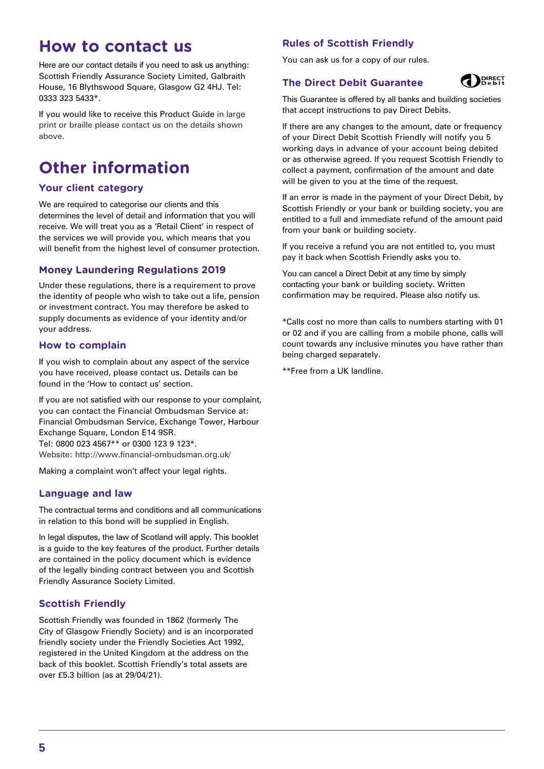# How to contact us

Here are our contact details if you need to ask us anything: Scottish Friendly Assurance Society Limited, Galbraith House, 16 Blythswood Square, Glasgow G2 4HJ. Tel: 0333 323 5433*.

If you would like to receive this Product Guide in large print or braille please contact us on the details shown above.

# Other information

## Your client category

We are required to categorise our clients and this determines the level of detail and information that you will receive. We will treat you as a 'Retail Client' in respect of the services we will provide you, which means that you will benefit from the highest level of consumer protection.

## Money Laundering Regulations 2019

Under these regulations, there is a requirement to prove the identity of people who wish to take out a life, pension or investment contract. You may therefore be asked to supply documents as evidence of your identity and/or your address.

## How to complain

If you wish to complain about any aspect of the service you have received, please contact us. Details can be found in the 'How to contact us' section.

If you are not satisfied with our response to your complaint, you can contact the Financial Ombudsman Service at: Financial Ombudsman Service, Exchange Tower, Harbour Exchange Square, London E14 9SR.
Tel: 0800 023 4567** or 0300 123 9 123*.
Website: http://www.financial-ombudsman.org.uk/

Making a complaint won't affect your legal rights.

## Language and law

The contractual terms and conditions and all communications in relation to this bond will be supplied in English.

In legal disputes, the law of Scotland will apply. This booklet is a guide to the key features of the product. Further details are contained in the policy document which is evidence of the legally binding contract between you and Scottish Friendly Assurance Society Limited.

## Scottish Friendly

Scottish Friendly was founded in 1862 (formerly The City of Glasgow Friendly Society) and is an incorporated friendly society under the Friendly Societies Act 1992, registered in the United Kingdom at the address on the back of this booklet. Scottish Friendly's total assets are over £5.3 billion (as at 29/04/21).

## Rules of Scottish Friendly

You can ask us for a copy of our rules.

## The Direct Debit Guarantee

This Guarantee is offered by all banks and building societies that accept instructions to pay Direct Debits.

If there are any changes to the amount, date or frequency of your Direct Debit Scottish Friendly will notify you 5 working days in advance of your account being debited or as otherwise agreed. If you request Scottish Friendly to collect a payment, confirmation of the amount and date will be given to you at the time of the request.

If an error is made in the payment of your Direct Debit, by Scottish Friendly or your bank or building society, you are entitled to a full and immediate refund of the amount paid from your bank or building society.

If you receive a refund you are not entitled to, you must pay it back when Scottish Friendly asks you to.

You can cancel a Direct Debit at any time by simply contacting your bank or building society. Written confirmation may be required. Please also notify us.

*Calls cost no more than calls to numbers starting with 01 or 02 and if you are calling from a mobile phone, calls will count towards any inclusive minutes you have rather than being charged separately.

**Free from a UK landline.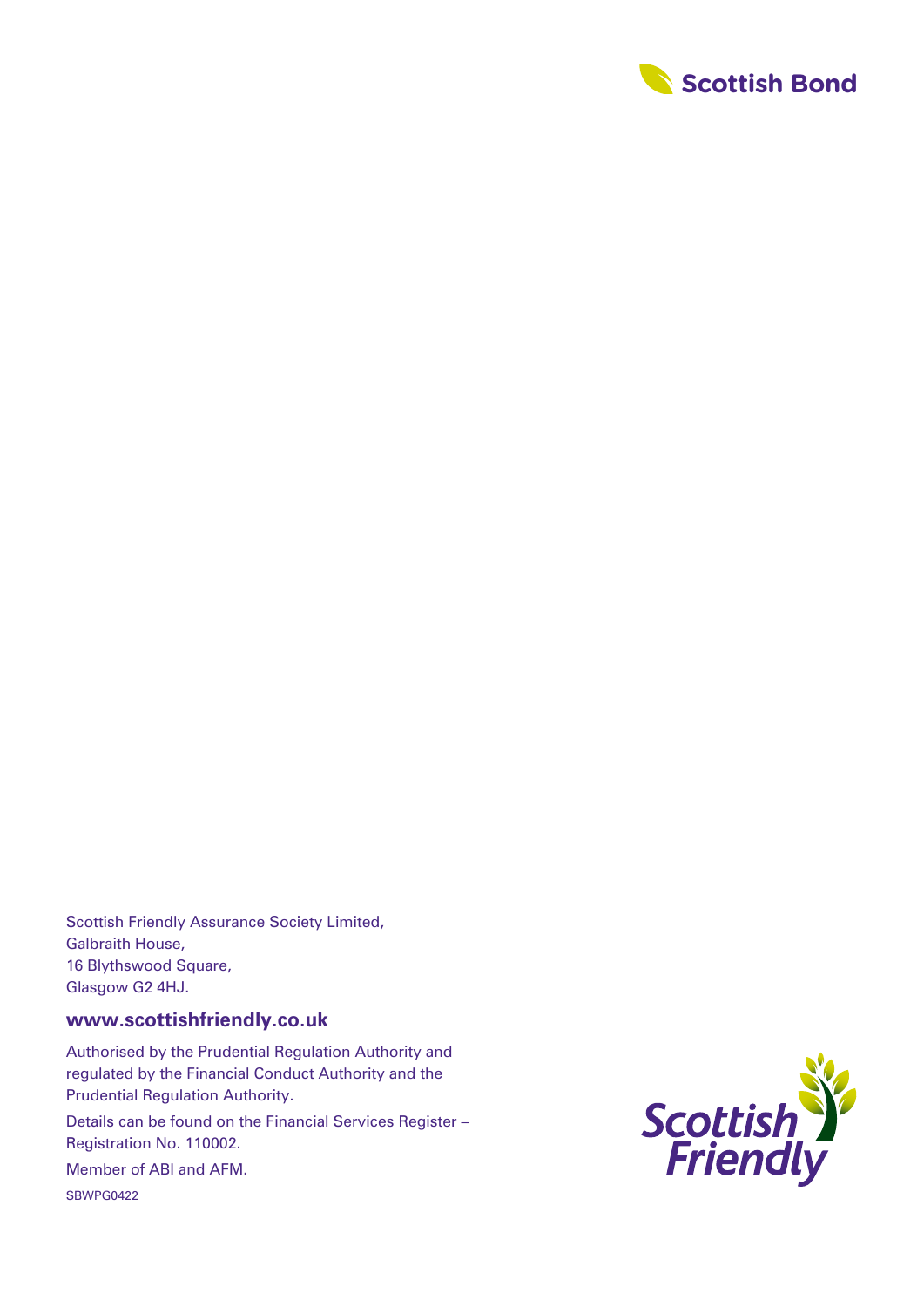Scottish Bond

Scottish Friendly Assurance Society Limited,
Galbraith House,
16 Blythswood Square,
Glasgow G2 4HJ.

**www.scottishfriendly.co.uk**

Authorised by the Prudential Regulation Authority and regulated by the Financial Conduct Authority and the Prudential Regulation Authority.

Details can be found on the Financial Services Register – Registration No. 110002.

Member of ABI and AFM.

SBWPG0422

Scottish Friendly